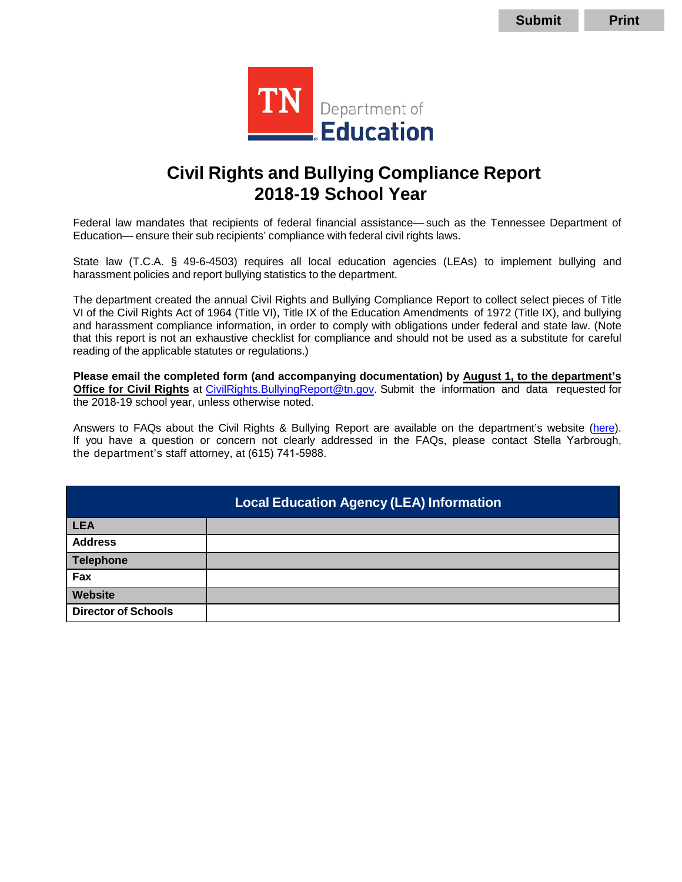Submit Print

TN Department of Education

# Civil Rights and Bullying Compliance Report
# 2018-19 School Year

Federal law mandates that recipients of federal financial assistance— such as the Tennessee Department of Education— ensure their sub recipients' compliance with federal civil rights laws.

State law (T.C.A. § 49-6-4503) requires all local education agencies (LEAs) to implement bullying and harassment policies and report bullying statistics to the department.

The department created the annual Civil Rights and Bullying Compliance Report to collect select pieces of Title VI of the Civil Rights Act of 1964 (Title VI), Title IX of the Education Amendments of 1972 (Title IX), and bullying and harassment compliance information, in order to comply with obligations under federal and state law. (Note that this report is not an exhaustive checklist for compliance and should not be used as a substitute for careful reading of the applicable statutes or regulations.)

**Please email the completed form (and accompanying documentation) by <u>August 1, to the department's Office for Civil Rights</u>** at CivilRights.BullyingReport@tn.gov. Submit the information and data requested for the 2018-19 school year, unless otherwise noted.

Answers to FAQs about the Civil Rights & Bullying Report are available on the department's website (here). If you have a question or concern not clearly addressed in the FAQs, please contact Stella Yarbrough, the department's staff attorney, at (615) 741-5988.

| Local Education Agency (LEA) Information | |
|---|---|
| **LEA** | |
| **Address** | |
| **Telephone** | |
| **Fax** | |
| **Website** | |
| **Director of Schools** | |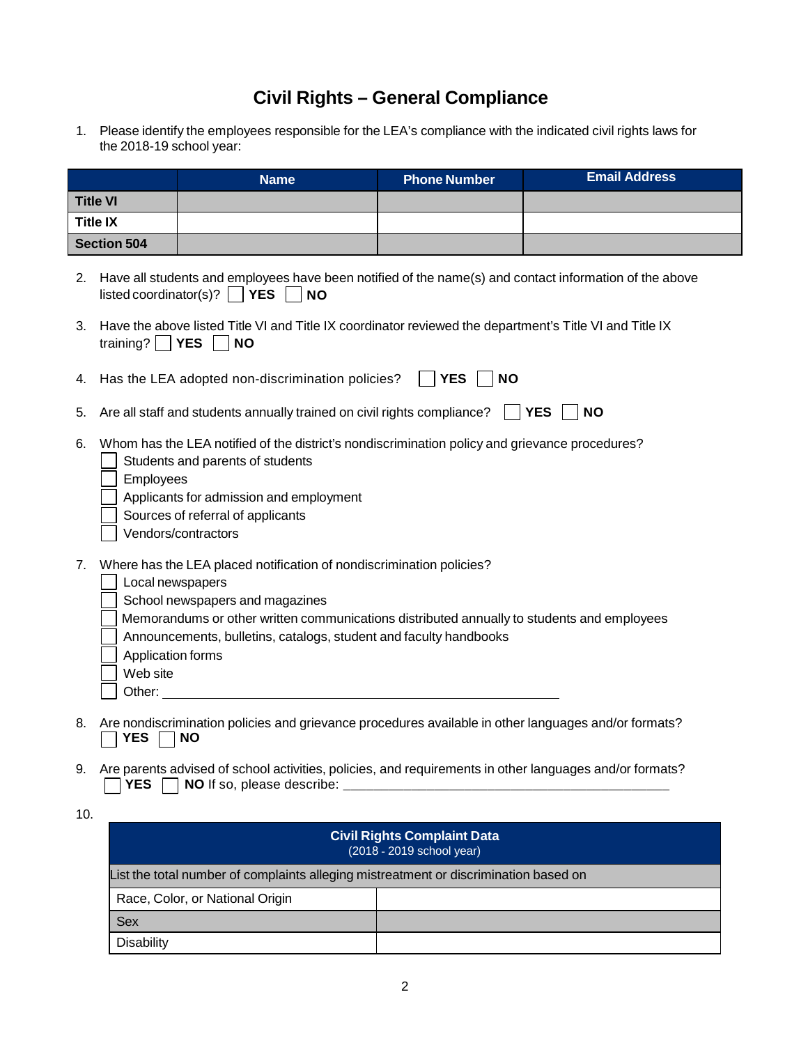# Civil Rights – General Compliance

1. Please identify the employees responsible for the LEA's compliance with the indicated civil rights laws for the 2018-19 school year:

| | Name | Phone Number | Email Address |
|---|---|---|---|
| **Title VI** | | | |
| **Title IX** | | | |
| **Section 504** | | | |

2. Have all students and employees have been notified of the name(s) and contact information of the above listed coordinator(s)? ☐ **YES** ☐ **NO**

3. Have the above listed Title VI and Title IX coordinator reviewed the department's Title VI and Title IX training? ☐ **YES** ☐ **NO**

4. Has the LEA adopted non-discrimination policies? ☐ **YES** ☐ **NO**

5. Are all staff and students annually trained on civil rights compliance? ☐ **YES** ☐ **NO**

6. Whom has the LEA notified of the district's nondiscrimination policy and grievance procedures?
   - ☐ Students and parents of students
   - ☐ Employees
   - ☐ Applicants for admission and employment
   - ☐ Sources of referral of applicants
   - ☐ Vendors/contractors

7. Where has the LEA placed notification of nondiscrimination policies?
   - ☐ Local newspapers
   - ☐ School newspapers and magazines
   - ☐ Memorandums or other written communications distributed annually to students and employees
   - ☐ Announcements, bulletins, catalogs, student and faculty handbooks
   - ☐ Application forms
   - ☐ Web site
   - ☐ Other: ______________________________________________

8. Are nondiscrimination policies and grievance procedures available in other languages and/or formats?
   ☐ **YES** ☐ **NO**

9. Are parents advised of school activities, policies, and requirements in other languages and/or formats?
   ☐ **YES** ☐ **NO** If so, please describe: ______________________________________________

10.

| **Civil Rights Complaint Data** (2018 - 2019 school year) | |
|---|---|
| List the total number of complaints alleging mistreatment or discrimination based on | |
| Race, Color, or National Origin | |
| Sex | |
| Disability | |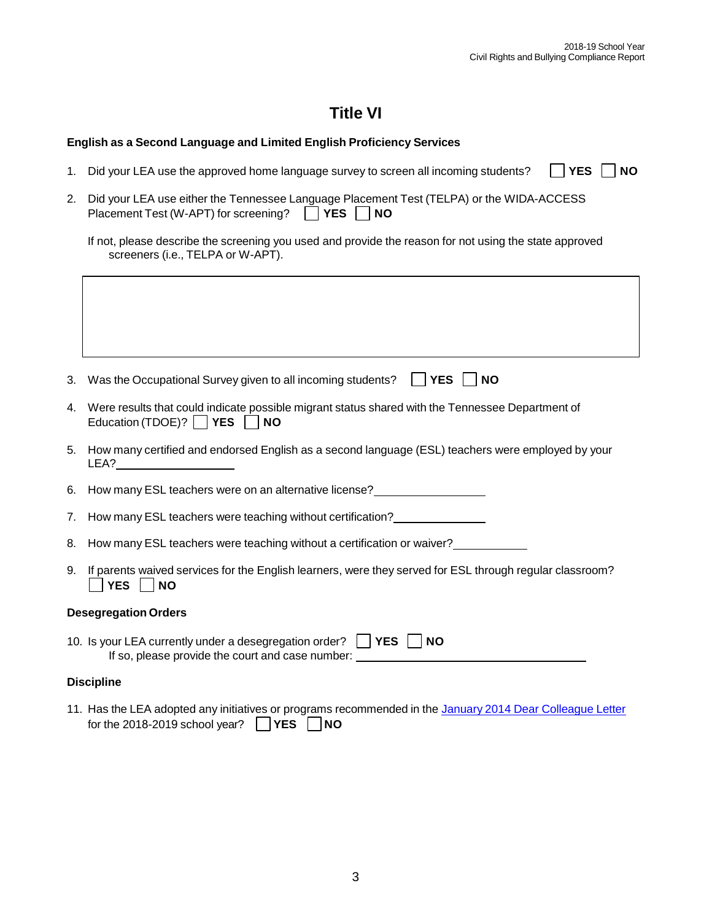# Title VI

**English as a Second Language and Limited English Proficiency Services**

1. Did your LEA use the approved home language survey to screen all incoming students? ☐ **YES** ☐ **NO**

2. Did your LEA use either the Tennessee Language Placement Test (TELPA) or the WIDA-ACCESS Placement Test (W-APT) for screening? ☐ **YES** ☐ **NO**

   If not, please describe the screening you used and provide the reason for not using the state approved screeners (i.e., TELPA or W-APT).

| |
|---|
| |

3. Was the Occupational Survey given to all incoming students? ☐ **YES** ☐ **NO**

4. Were results that could indicate possible migrant status shared with the Tennessee Department of Education (TDOE)? ☐ **YES** ☐ **NO**

5. How many certified and endorsed English as a second language (ESL) teachers were employed by your LEA?____________________

6. How many ESL teachers were on an alternative license?____________________

7. How many ESL teachers were teaching without certification?________________

8. How many ESL teachers were teaching without a certification or waiver?____________

9. If parents waived services for the English learners, were they served for ESL through regular classroom? ☐ **YES** ☐ **NO**

**Desegregation Orders**

10. Is your LEA currently under a desegregation order? ☐ **YES** ☐ **NO**
    If so, please provide the court and case number: ________________________________________

**Discipline**

11. Has the LEA adopted any initiatives or programs recommended in the January 2014 Dear Colleague Letter for the 2018-2019 school year? ☐ **YES** ☐ **NO**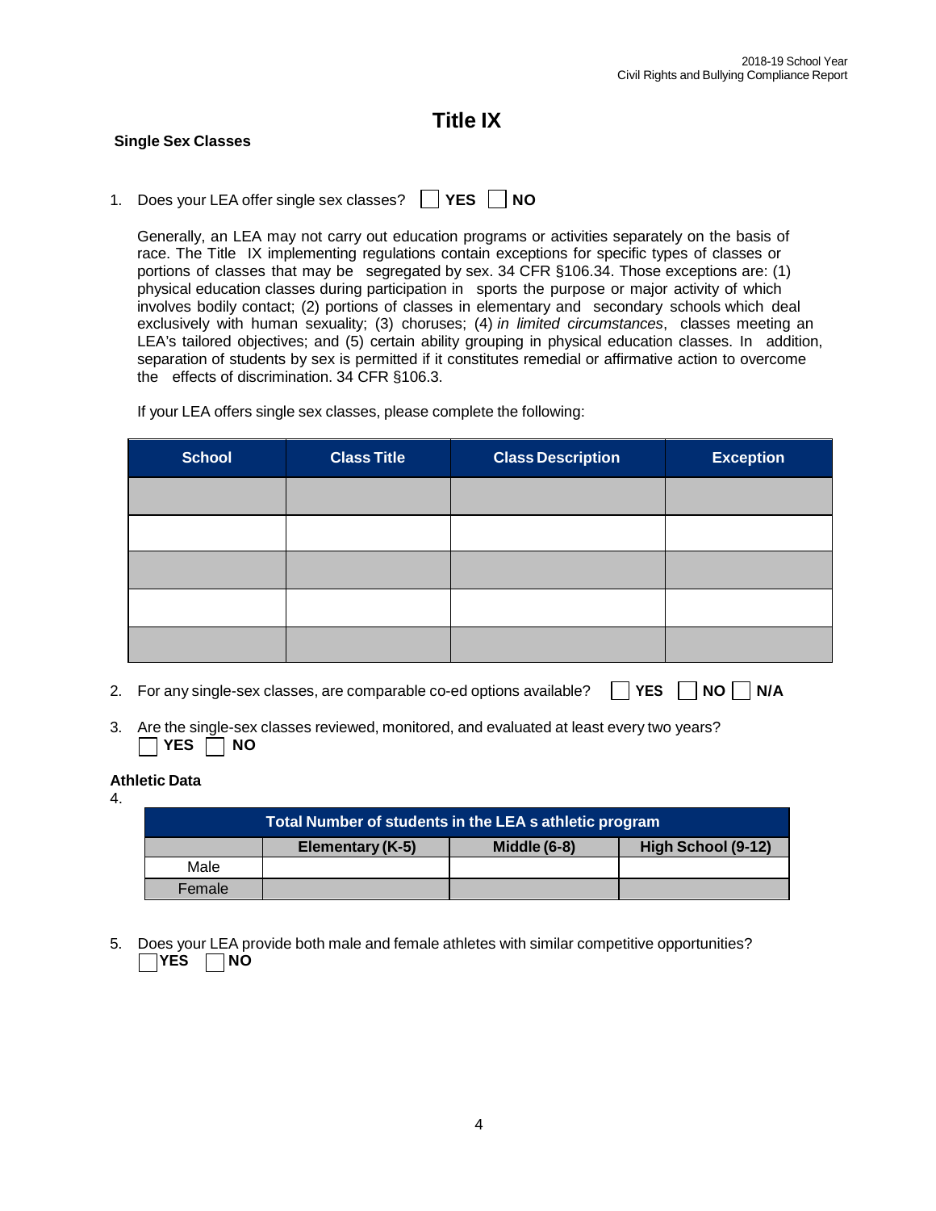# Title IX

**Single Sex Classes**

1. Does your LEA offer single sex classes? ☐ **YES** ☐ **NO**

   Generally, an LEA may not carry out education programs or activities separately on the basis of race. The Title IX implementing regulations contain exceptions for specific types of classes or portions of classes that may be segregated by sex. 34 CFR §106.34. Those exceptions are: (1) physical education classes during participation in sports the purpose or major activity of which involves bodily contact; (2) portions of classes in elementary and secondary schools which deal exclusively with human sexuality; (3) choruses; (4) *in limited circumstances*, classes meeting an LEA's tailored objectives; and (5) certain ability grouping in physical education classes. In addition, separation of students by sex is permitted if it constitutes remedial or affirmative action to overcome the effects of discrimination. 34 CFR §106.3.

   If your LEA offers single sex classes, please complete the following:

| School | Class Title | Class Description | Exception |
|---|---|---|---|
| | | | |
| | | | |
| | | | |
| | | | |
| | | | |

2. For any single-sex classes, are comparable co-ed options available? ☐ **YES** ☐ **NO** ☐ **N/A**

3. Are the single-sex classes reviewed, monitored, and evaluated at least every two years?
   ☐ **YES** ☐ **NO**

**Athletic Data**

4.

| Total Number of students in the LEA s athletic program | | | |
|---|---|---|---|
| | **Elementary (K-5)** | **Middle (6-8)** | **High School (9-12)** |
| Male | | | |
| Female | | | |

5. Does your LEA provide both male and female athletes with similar competitive opportunities?
   ☐ **YES** ☐ **NO**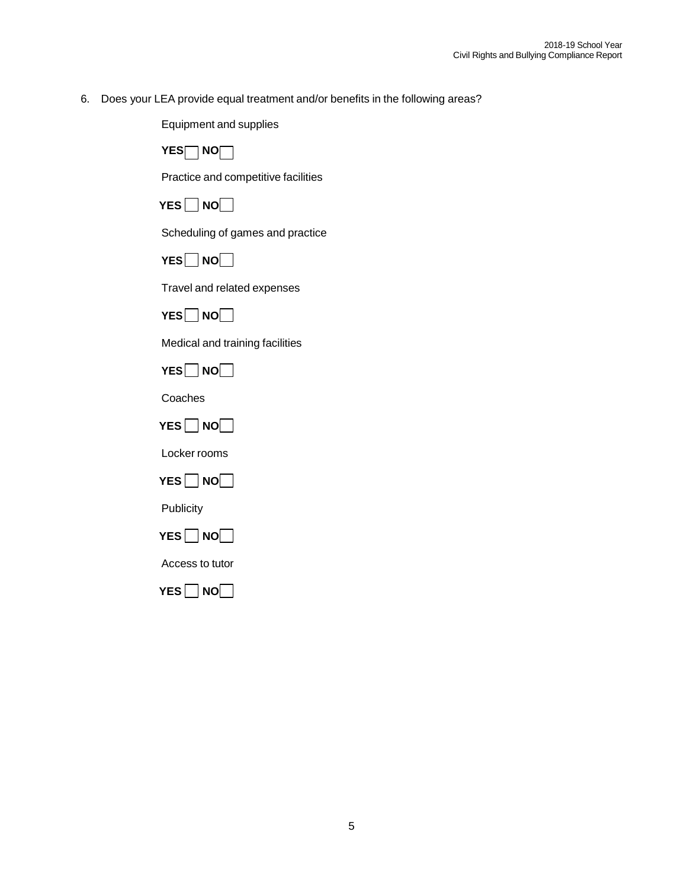6. Does your LEA provide equal treatment and/or benefits in the following areas?

   Equipment and supplies

   **YES** ☐ **NO** ☐

   Practice and competitive facilities

   **YES** ☐ **NO** ☐

   Scheduling of games and practice

   **YES** ☐ **NO** ☐

   Travel and related expenses

   **YES** ☐ **NO** ☐

   Medical and training facilities

   **YES** ☐ **NO** ☐

   Coaches

   **YES** ☐ **NO** ☐

   Locker rooms

   **YES** ☐ **NO** ☐

   Publicity

   **YES** ☐ **NO** ☐

   Access to tutor

   **YES** ☐ **NO** ☐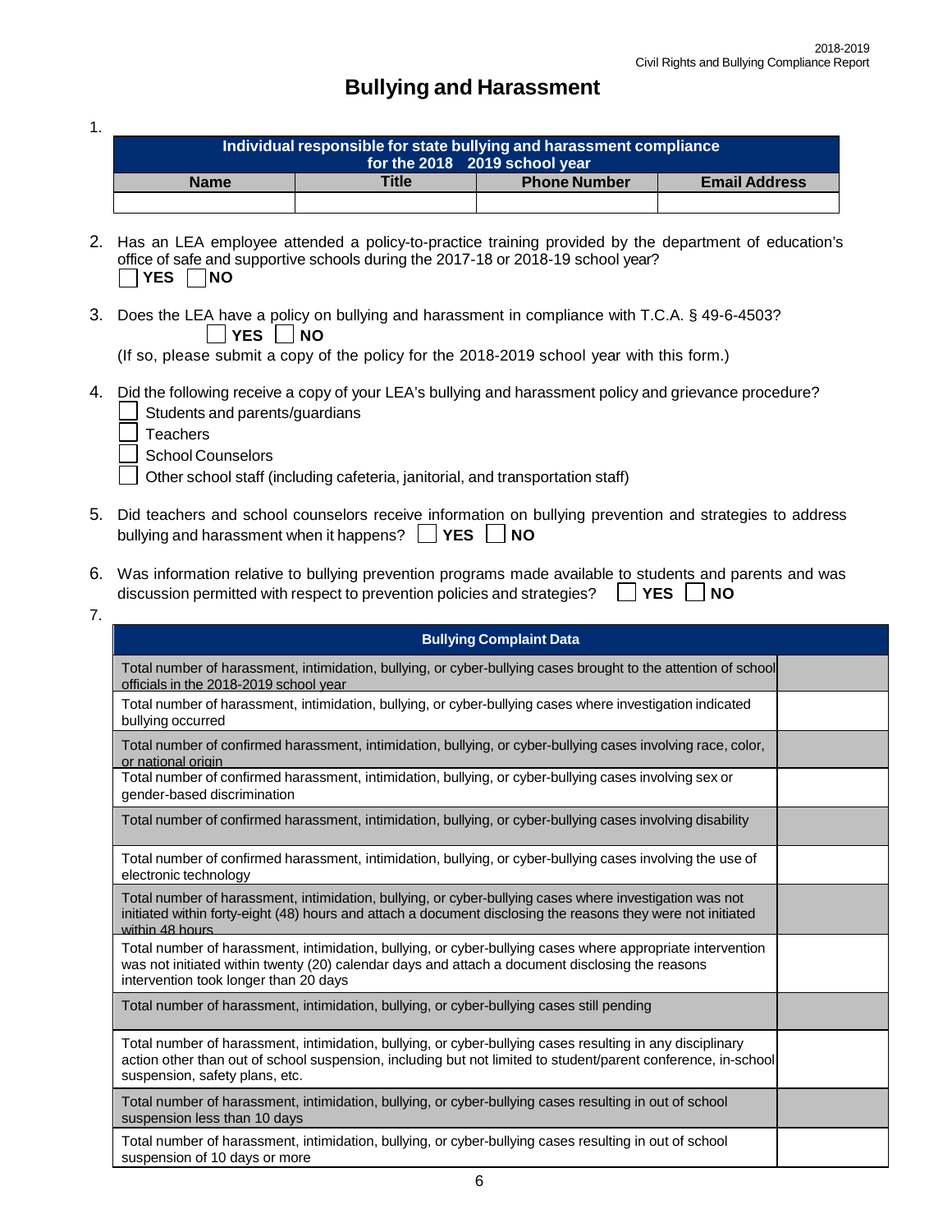# Bullying and Harassment

1.

| Individual responsible for state bullying and harassment compliance for the 2018 2019 school year | | | |
|---|---|---|---|
| **Name** | **Title** | **Phone Number** | **Email Address** |
| | | | |

2. Has an LEA employee attended a policy-to-practice training provided by the department of education's office of safe and supportive schools during the 2017-18 or 2018-19 school year?
☐ **YES** ☐ **NO**

3. Does the LEA have a policy on bullying and harassment in compliance with T.C.A. § 49-6-4503?
☐ **YES** ☐ **NO**
(If so, please submit a copy of the policy for the 2018-2019 school year with this form.)

4. Did the following receive a copy of your LEA's bullying and harassment policy and grievance procedure?
☐ Students and parents/guardians
☐ Teachers
☐ School Counselors
☐ Other school staff (including cafeteria, janitorial, and transportation staff)

5. Did teachers and school counselors receive information on bullying prevention and strategies to address bullying and harassment when it happens? ☐ **YES** ☐ **NO**

6. Was information relative to bullying prevention programs made available to students and parents and was discussion permitted with respect to prevention policies and strategies? ☐ **YES** ☐ **NO**

7.

| Bullying Complaint Data | |
|---|---|
| Total number of harassment, intimidation, bullying, or cyber-bullying cases brought to the attention of school officials in the 2018-2019 school year | |
| Total number of harassment, intimidation, bullying, or cyber-bullying cases where investigation indicated bullying occurred | |
| Total number of confirmed harassment, intimidation, bullying, or cyber-bullying cases involving race, color, or national origin | |
| Total number of confirmed harassment, intimidation, bullying, or cyber-bullying cases involving sex or gender-based discrimination | |
| Total number of confirmed harassment, intimidation, bullying, or cyber-bullying cases involving disability | |
| Total number of confirmed harassment, intimidation, bullying, or cyber-bullying cases involving the use of electronic technology | |
| Total number of harassment, intimidation, bullying, or cyber-bullying cases where investigation was not initiated within forty-eight (48) hours and attach a document disclosing the reasons they were not initiated within 48 hours | |
| Total number of harassment, intimidation, bullying, or cyber-bullying cases where appropriate intervention was not initiated within twenty (20) calendar days and attach a document disclosing the reasons intervention took longer than 20 days | |
| Total number of harassment, intimidation, bullying, or cyber-bullying cases still pending | |
| Total number of harassment, intimidation, bullying, or cyber-bullying cases resulting in any disciplinary action other than out of school suspension, including but not limited to student/parent conference, in-school suspension, safety plans, etc. | |
| Total number of harassment, intimidation, bullying, or cyber-bullying cases resulting in out of school suspension less than 10 days | |
| Total number of harassment, intimidation, bullying, or cyber-bullying cases resulting in out of school suspension of 10 days or more | |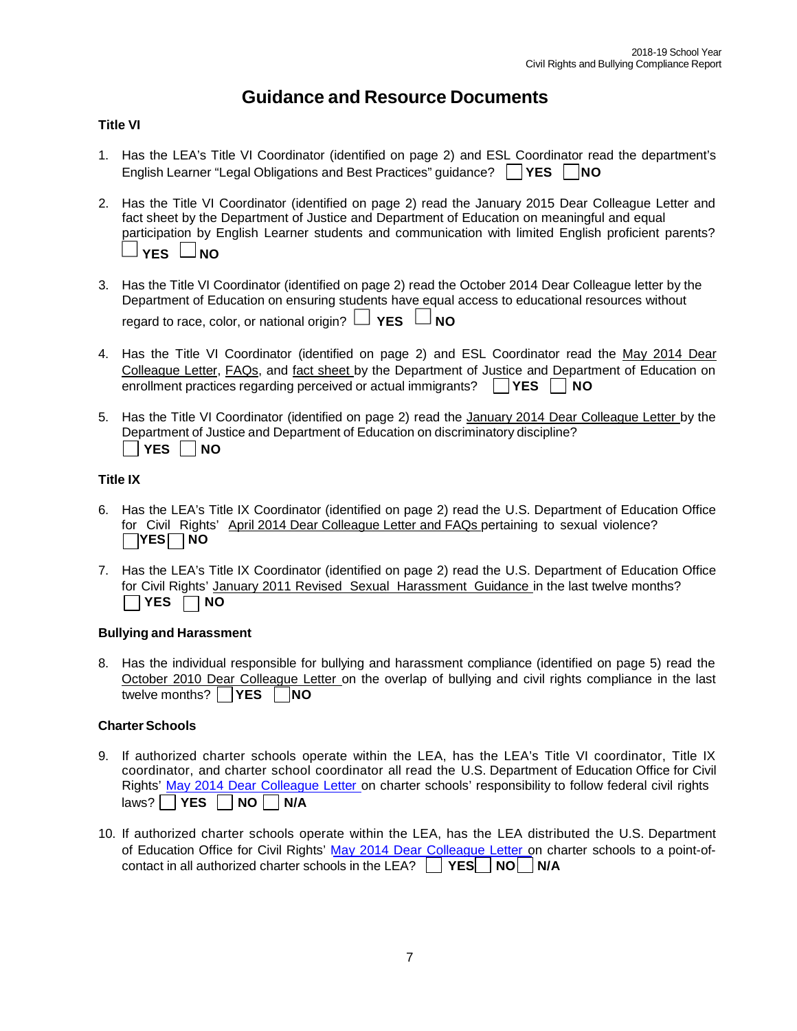# Guidance and Resource Documents

### Title VI

1. Has the LEA's Title VI Coordinator (identified on page 2) and ESL Coordinator read the department's English Learner "Legal Obligations and Best Practices" guidance? ☐ **YES** ☐ **NO**

2. Has the Title VI Coordinator (identified on page 2) read the January 2015 Dear Colleague Letter and fact sheet by the Department of Justice and Department of Education on meaningful and equal participation by English Learner students and communication with limited English proficient parents? ☐ **YES** ☐ **NO**

3. Has the Title VI Coordinator (identified on page 2) read the October 2014 Dear Colleague letter by the Department of Education on ensuring students have equal access to educational resources without regard to race, color, or national origin? ☐ **YES** ☐ **NO**

4. Has the Title VI Coordinator (identified on page 2) and ESL Coordinator read the May 2014 Dear Colleague Letter, FAQs, and fact sheet by the Department of Justice and Department of Education on enrollment practices regarding perceived or actual immigrants? ☐ **YES** ☐ **NO**

5. Has the Title VI Coordinator (identified on page 2) read the January 2014 Dear Colleague Letter by the Department of Justice and Department of Education on discriminatory discipline? ☐ **YES** ☐ **NO**

### Title IX

6. Has the LEA's Title IX Coordinator (identified on page 2) read the U.S. Department of Education Office for Civil Rights' April 2014 Dear Colleague Letter and FAQs pertaining to sexual violence? ☐ **YES** ☐ **NO**

7. Has the LEA's Title IX Coordinator (identified on page 2) read the U.S. Department of Education Office for Civil Rights' January 2011 Revised Sexual Harassment Guidance in the last twelve months? ☐ **YES** ☐ **NO**

### Bullying and Harassment

8. Has the individual responsible for bullying and harassment compliance (identified on page 5) read the October 2010 Dear Colleague Letter on the overlap of bullying and civil rights compliance in the last twelve months? ☐ **YES** ☐ **NO**

### Charter Schools

9. If authorized charter schools operate within the LEA, has the LEA's Title VI coordinator, Title IX coordinator, and charter school coordinator all read the U.S. Department of Education Office for Civil Rights' May 2014 Dear Colleague Letter on charter schools' responsibility to follow federal civil rights laws? ☐ **YES** ☐ **NO** ☐ **N/A**

10. If authorized charter schools operate within the LEA, has the LEA distributed the U.S. Department of Education Office for Civil Rights' May 2014 Dear Colleague Letter on charter schools to a point-of-contact in all authorized charter schools in the LEA? ☐ **YES** ☐ **NO** ☐ **N/A**